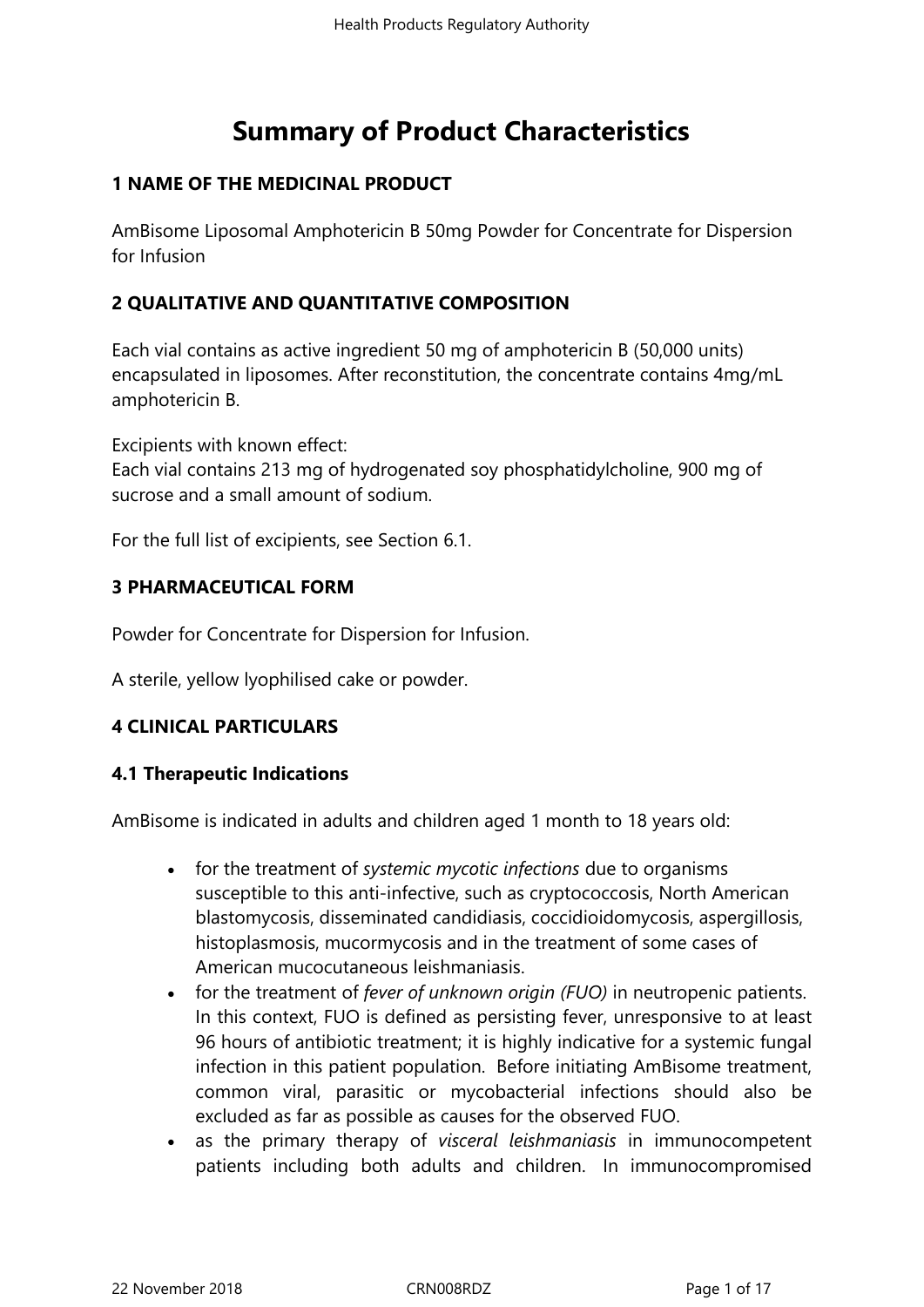# Summary of Product Characteristics

## 1 NAME OF THE MEDICINAL PRODUCT

AmBisome Liposomal Amphotericin B 50mg Powder for Concentrate for Dispersion for Infusion

## 2 QUALITATIVE AND QUANTITATIVE COMPOSITION

Each vial contains as active ingredient 50 mg of amphotericin B (50,000 units) encapsulated in liposomes. After reconstitution, the concentrate contains 4mg/mL amphotericin B.

Excipients with known effect:
Each vial contains 213 mg of hydrogenated soy phosphatidylcholine, 900 mg of sucrose and a small amount of sodium.

For the full list of excipients, see Section 6.1.

## 3 PHARMACEUTICAL FORM

Powder for Concentrate for Dispersion for Infusion.

A sterile, yellow lyophilised cake or powder.

## 4 CLINICAL PARTICULARS

### 4.1 Therapeutic Indications

AmBisome is indicated in adults and children aged 1 month to 18 years old:

- for the treatment of *systemic mycotic infections* due to organisms susceptible to this anti-infective, such as cryptococcosis, North American blastomycosis, disseminated candidiasis, coccidioidomycosis, aspergillosis, histoplasmosis, mucormycosis and in the treatment of some cases of American mucocutaneous leishmaniasis.
- for the treatment of *fever of unknown origin (FUO)* in neutropenic patients. In this context, FUO is defined as persisting fever, unresponsive to at least 96 hours of antibiotic treatment; it is highly indicative for a systemic fungal infection in this patient population. Before initiating AmBisome treatment, common viral, parasitic or mycobacterial infections should also be excluded as far as possible as causes for the observed FUO.
- as the primary therapy of *visceral leishmaniasis* in immunocompetent patients including both adults and children. In immunocompromised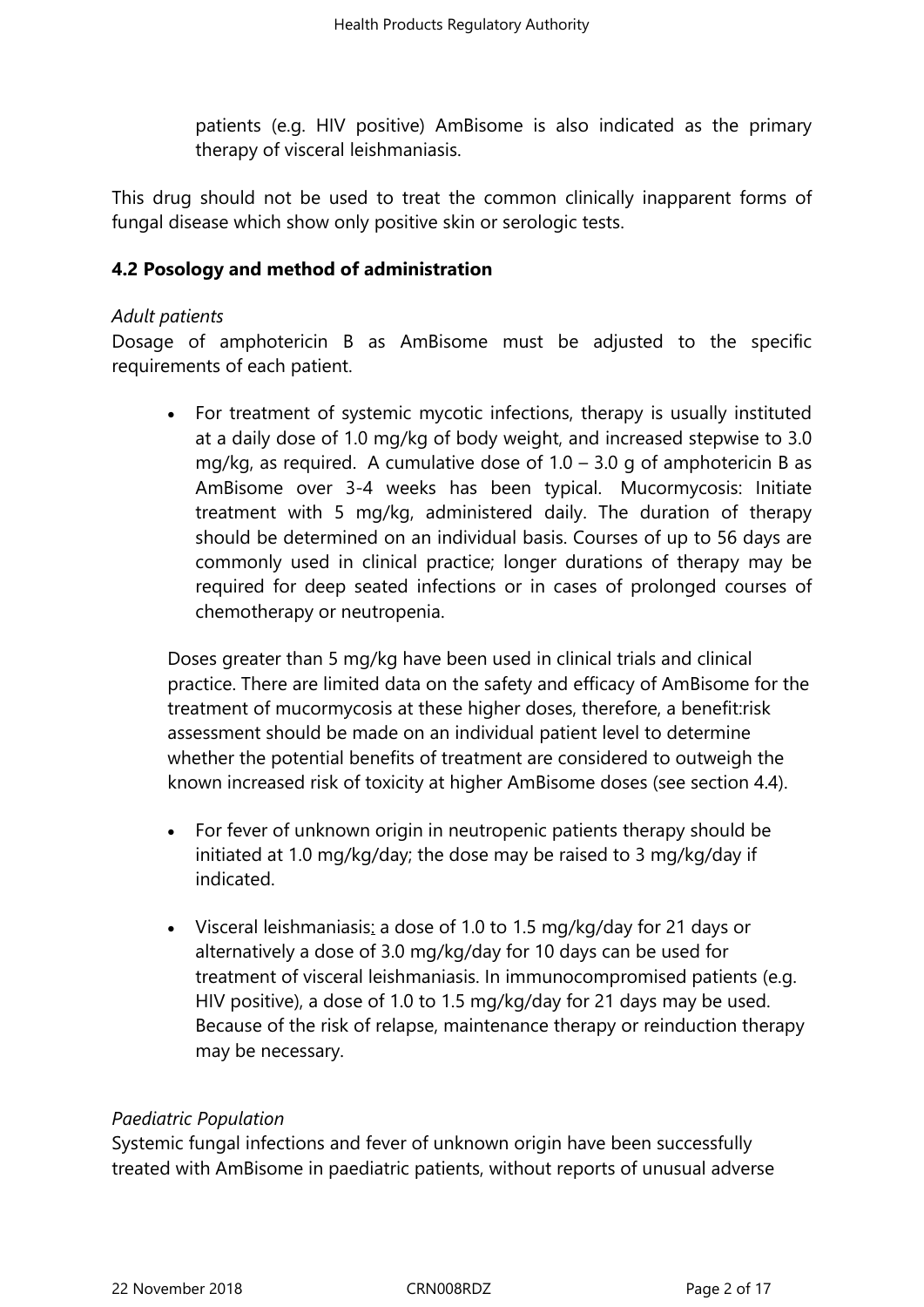patients (e.g. HIV positive) AmBisome is also indicated as the primary therapy of visceral leishmaniasis.

This drug should not be used to treat the common clinically inapparent forms of fungal disease which show only positive skin or serologic tests.

## 4.2 Posology and method of administration

*Adult patients*

Dosage of amphotericin B as AmBisome must be adjusted to the specific requirements of each patient.

- For treatment of systemic mycotic infections, therapy is usually instituted at a daily dose of 1.0 mg/kg of body weight, and increased stepwise to 3.0 mg/kg, as required. A cumulative dose of 1.0 – 3.0 g of amphotericin B as AmBisome over 3-4 weeks has been typical. Mucormycosis: Initiate treatment with 5 mg/kg, administered daily. The duration of therapy should be determined on an individual basis. Courses of up to 56 days are commonly used in clinical practice; longer durations of therapy may be required for deep seated infections or in cases of prolonged courses of chemotherapy or neutropenia.

  Doses greater than 5 mg/kg have been used in clinical trials and clinical practice. There are limited data on the safety and efficacy of AmBisome for the treatment of mucormycosis at these higher doses, therefore, a benefit:risk assessment should be made on an individual patient level to determine whether the potential benefits of treatment are considered to outweigh the known increased risk of toxicity at higher AmBisome doses (see section 4.4).

- For fever of unknown origin in neutropenic patients therapy should be initiated at 1.0 mg/kg/day; the dose may be raised to 3 mg/kg/day if indicated.

- Visceral leishmaniasis: a dose of 1.0 to 1.5 mg/kg/day for 21 days or alternatively a dose of 3.0 mg/kg/day for 10 days can be used for treatment of visceral leishmaniasis. In immunocompromised patients (e.g. HIV positive), a dose of 1.0 to 1.5 mg/kg/day for 21 days may be used. Because of the risk of relapse, maintenance therapy or reinduction therapy may be necessary.

*Paediatric Population*

Systemic fungal infections and fever of unknown origin have been successfully treated with AmBisome in paediatric patients, without reports of unusual adverse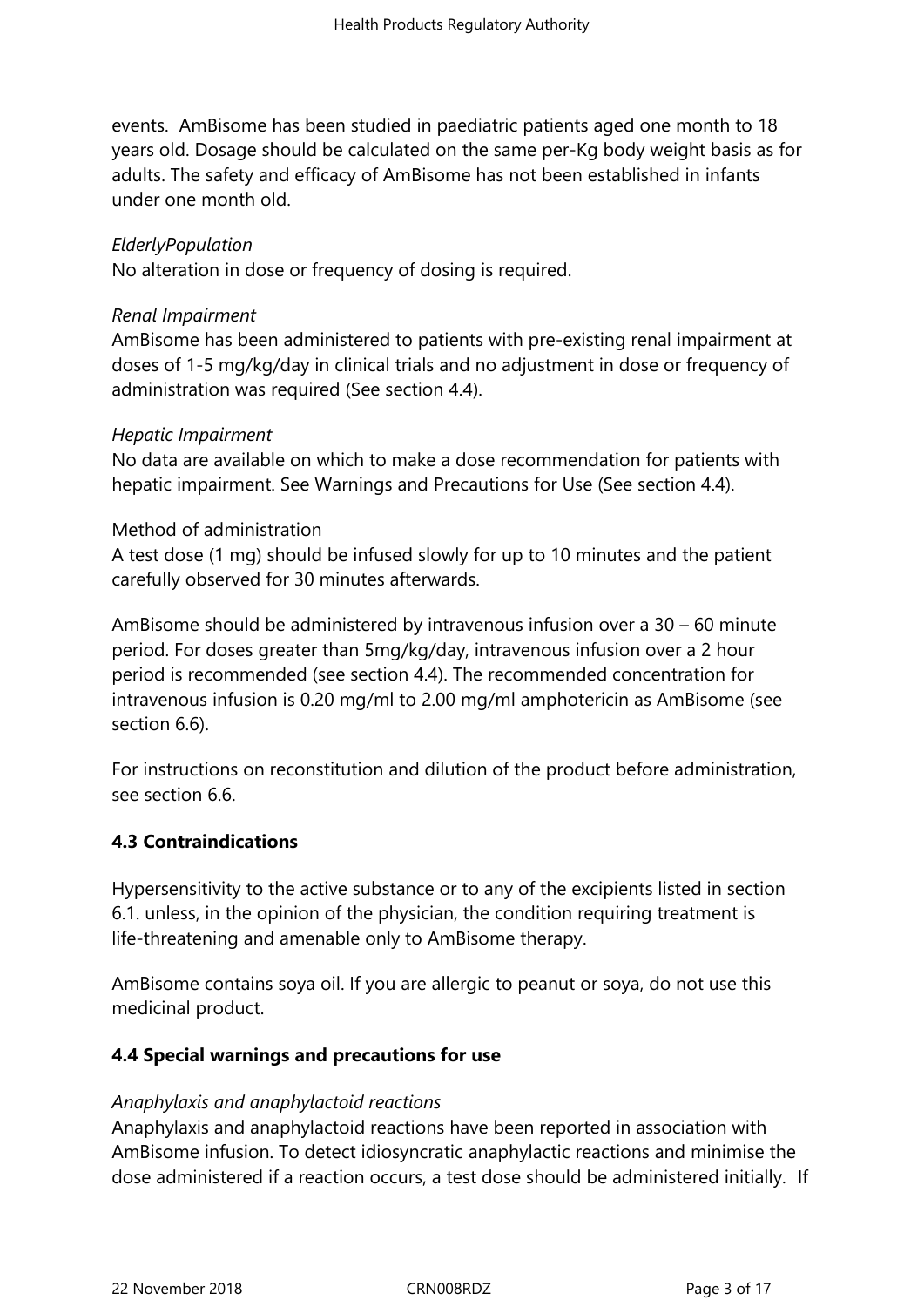events. AmBisome has been studied in paediatric patients aged one month to 18 years old. Dosage should be calculated on the same per-Kg body weight basis as for adults. The safety and efficacy of AmBisome has not been established in infants under one month old.

*ElderlyPopulation*
No alteration in dose or frequency of dosing is required.

*Renal Impairment*
AmBisome has been administered to patients with pre-existing renal impairment at doses of 1-5 mg/kg/day in clinical trials and no adjustment in dose or frequency of administration was required (See section 4.4).

*Hepatic Impairment*
No data are available on which to make a dose recommendation for patients with hepatic impairment. See Warnings and Precautions for Use (See section 4.4).

Method of administration
A test dose (1 mg) should be infused slowly for up to 10 minutes and the patient carefully observed for 30 minutes afterwards.

AmBisome should be administered by intravenous infusion over a 30 – 60 minute period. For doses greater than 5mg/kg/day, intravenous infusion over a 2 hour period is recommended (see section 4.4). The recommended concentration for intravenous infusion is 0.20 mg/ml to 2.00 mg/ml amphotericin as AmBisome (see section 6.6).

For instructions on reconstitution and dilution of the product before administration, see section 6.6.

## 4.3 Contraindications

Hypersensitivity to the active substance or to any of the excipients listed in section 6.1. unless, in the opinion of the physician, the condition requiring treatment is life-threatening and amenable only to AmBisome therapy.

AmBisome contains soya oil. If you are allergic to peanut or soya, do not use this medicinal product.

## 4.4 Special warnings and precautions for use

*Anaphylaxis and anaphylactoid reactions*
Anaphylaxis and anaphylactoid reactions have been reported in association with AmBisome infusion. To detect idiosyncratic anaphylactic reactions and minimise the dose administered if a reaction occurs, a test dose should be administered initially. If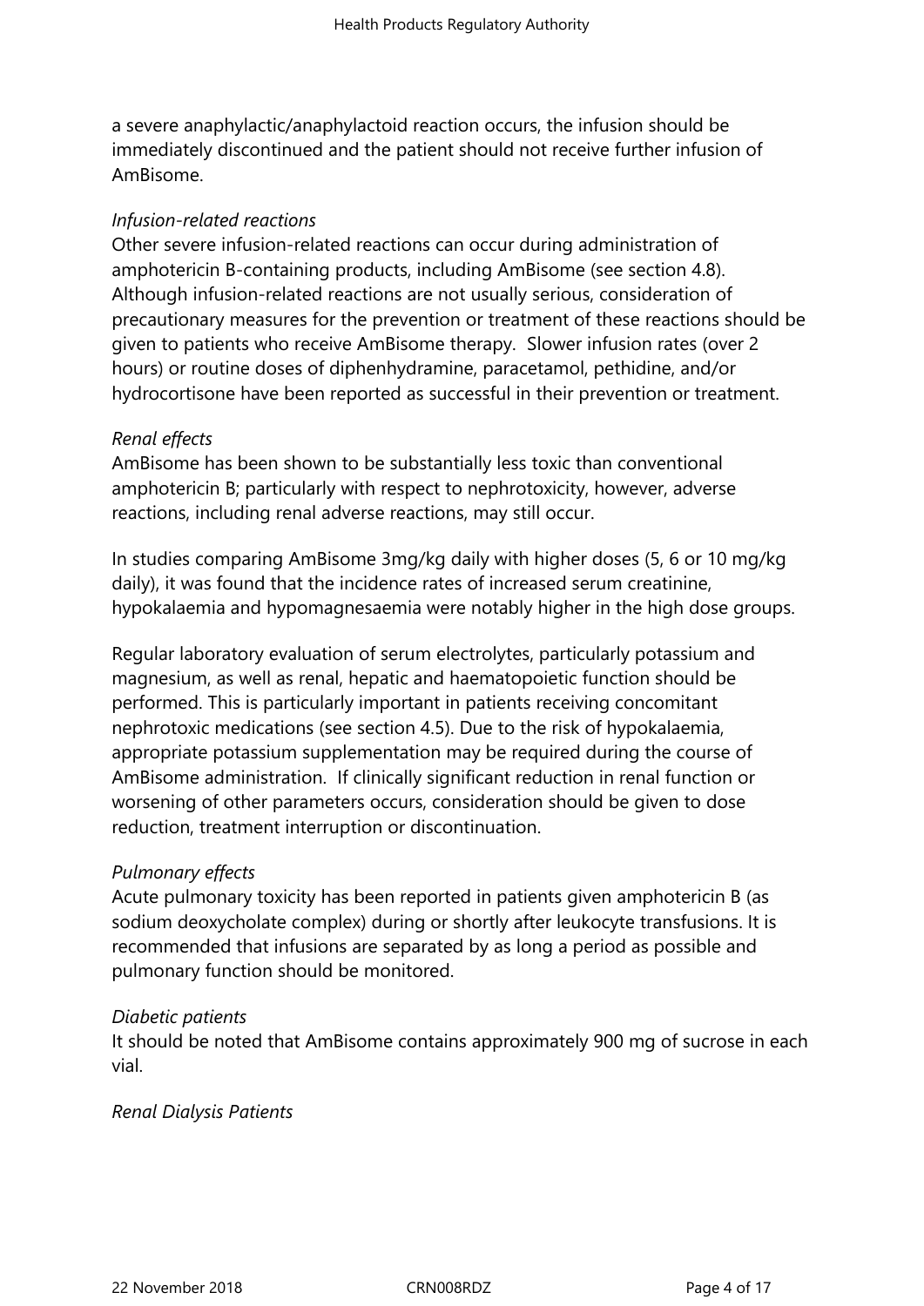a severe anaphylactic/anaphylactoid reaction occurs, the infusion should be immediately discontinued and the patient should not receive further infusion of AmBisome.

*Infusion-related reactions*
Other severe infusion-related reactions can occur during administration of amphotericin B-containing products, including AmBisome (see section 4.8). Although infusion-related reactions are not usually serious, consideration of precautionary measures for the prevention or treatment of these reactions should be given to patients who receive AmBisome therapy. Slower infusion rates (over 2 hours) or routine doses of diphenhydramine, paracetamol, pethidine, and/or hydrocortisone have been reported as successful in their prevention or treatment.

*Renal effects*
AmBisome has been shown to be substantially less toxic than conventional amphotericin B; particularly with respect to nephrotoxicity, however, adverse reactions, including renal adverse reactions, may still occur.

In studies comparing AmBisome 3mg/kg daily with higher doses (5, 6 or 10 mg/kg daily), it was found that the incidence rates of increased serum creatinine, hypokalaemia and hypomagnesaemia were notably higher in the high dose groups.

Regular laboratory evaluation of serum electrolytes, particularly potassium and magnesium, as well as renal, hepatic and haematopoietic function should be performed. This is particularly important in patients receiving concomitant nephrotoxic medications (see section 4.5). Due to the risk of hypokalaemia, appropriate potassium supplementation may be required during the course of AmBisome administration. If clinically significant reduction in renal function or worsening of other parameters occurs, consideration should be given to dose reduction, treatment interruption or discontinuation.

*Pulmonary effects*
Acute pulmonary toxicity has been reported in patients given amphotericin B (as sodium deoxycholate complex) during or shortly after leukocyte transfusions. It is recommended that infusions are separated by as long a period as possible and pulmonary function should be monitored.

*Diabetic patients*
It should be noted that AmBisome contains approximately 900 mg of sucrose in each vial.

*Renal Dialysis Patients*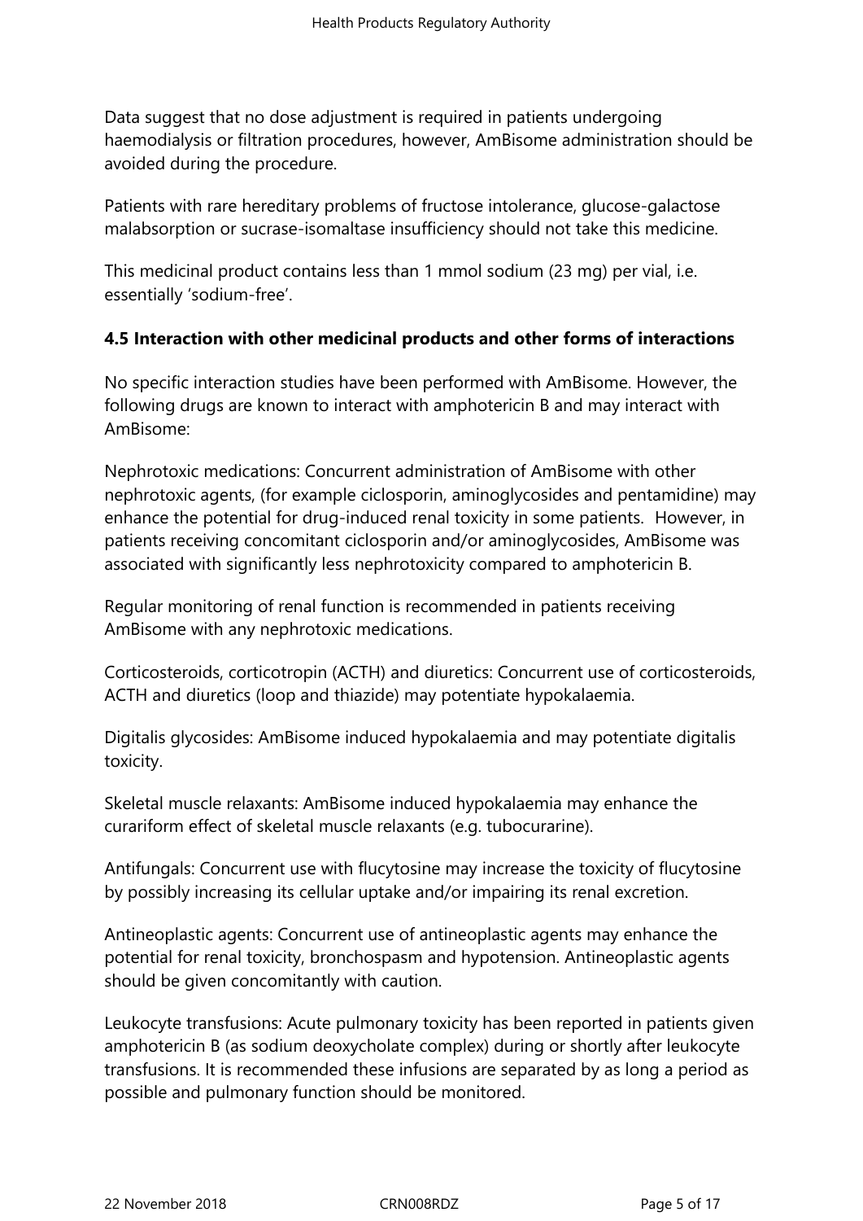Data suggest that no dose adjustment is required in patients undergoing haemodialysis or filtration procedures, however, AmBisome administration should be avoided during the procedure.

Patients with rare hereditary problems of fructose intolerance, glucose-galactose malabsorption or sucrase-isomaltase insufficiency should not take this medicine.

This medicinal product contains less than 1 mmol sodium (23 mg) per vial, i.e. essentially 'sodium-free'.

### 4.5 Interaction with other medicinal products and other forms of interactions

No specific interaction studies have been performed with AmBisome. However, the following drugs are known to interact with amphotericin B and may interact with AmBisome:

Nephrotoxic medications: Concurrent administration of AmBisome with other nephrotoxic agents, (for example ciclosporin, aminoglycosides and pentamidine) may enhance the potential for drug-induced renal toxicity in some patients. However, in patients receiving concomitant ciclosporin and/or aminoglycosides, AmBisome was associated with significantly less nephrotoxicity compared to amphotericin B.

Regular monitoring of renal function is recommended in patients receiving AmBisome with any nephrotoxic medications.

Corticosteroids, corticotropin (ACTH) and diuretics: Concurrent use of corticosteroids, ACTH and diuretics (loop and thiazide) may potentiate hypokalaemia.

Digitalis glycosides: AmBisome induced hypokalaemia and may potentiate digitalis toxicity.

Skeletal muscle relaxants: AmBisome induced hypokalaemia may enhance the curariform effect of skeletal muscle relaxants (e.g. tubocurarine).

Antifungals: Concurrent use with flucytosine may increase the toxicity of flucytosine by possibly increasing its cellular uptake and/or impairing its renal excretion.

Antineoplastic agents: Concurrent use of antineoplastic agents may enhance the potential for renal toxicity, bronchospasm and hypotension. Antineoplastic agents should be given concomitantly with caution.

Leukocyte transfusions: Acute pulmonary toxicity has been reported in patients given amphotericin B (as sodium deoxycholate complex) during or shortly after leukocyte transfusions. It is recommended these infusions are separated by as long a period as possible and pulmonary function should be monitored.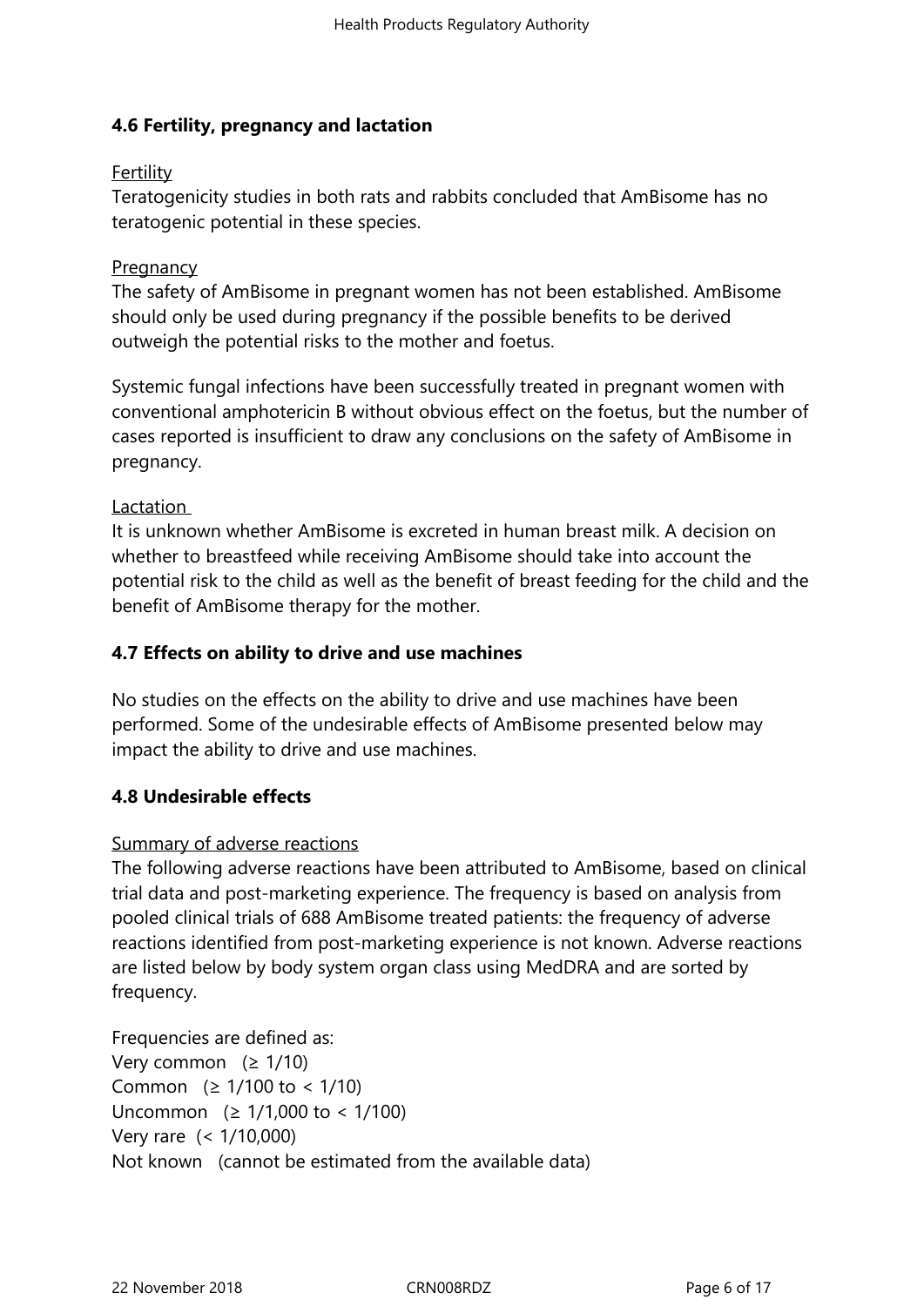### 4.6 Fertility, pregnancy and lactation

Fertility

Teratogenicity studies in both rats and rabbits concluded that AmBisome has no teratogenic potential in these species.

Pregnancy

The safety of AmBisome in pregnant women has not been established. AmBisome should only be used during pregnancy if the possible benefits to be derived outweigh the potential risks to the mother and foetus.

Systemic fungal infections have been successfully treated in pregnant women with conventional amphotericin B without obvious effect on the foetus, but the number of cases reported is insufficient to draw any conclusions on the safety of AmBisome in pregnancy.

Lactation

It is unknown whether AmBisome is excreted in human breast milk. A decision on whether to breastfeed while receiving AmBisome should take into account the potential risk to the child as well as the benefit of breast feeding for the child and the benefit of AmBisome therapy for the mother.

### 4.7 Effects on ability to drive and use machines

No studies on the effects on the ability to drive and use machines have been performed. Some of the undesirable effects of AmBisome presented below may impact the ability to drive and use machines.

### 4.8 Undesirable effects

Summary of adverse reactions

The following adverse reactions have been attributed to AmBisome, based on clinical trial data and post-marketing experience. The frequency is based on analysis from pooled clinical trials of 688 AmBisome treated patients: the frequency of adverse reactions identified from post-marketing experience is not known. Adverse reactions are listed below by body system organ class using MedDRA and are sorted by frequency.

Frequencies are defined as:
Very common (≥ 1/10)
Common (≥ 1/100 to < 1/10)
Uncommon (≥ 1/1,000 to < 1/100)
Very rare (< 1/10,000)
Not known (cannot be estimated from the available data)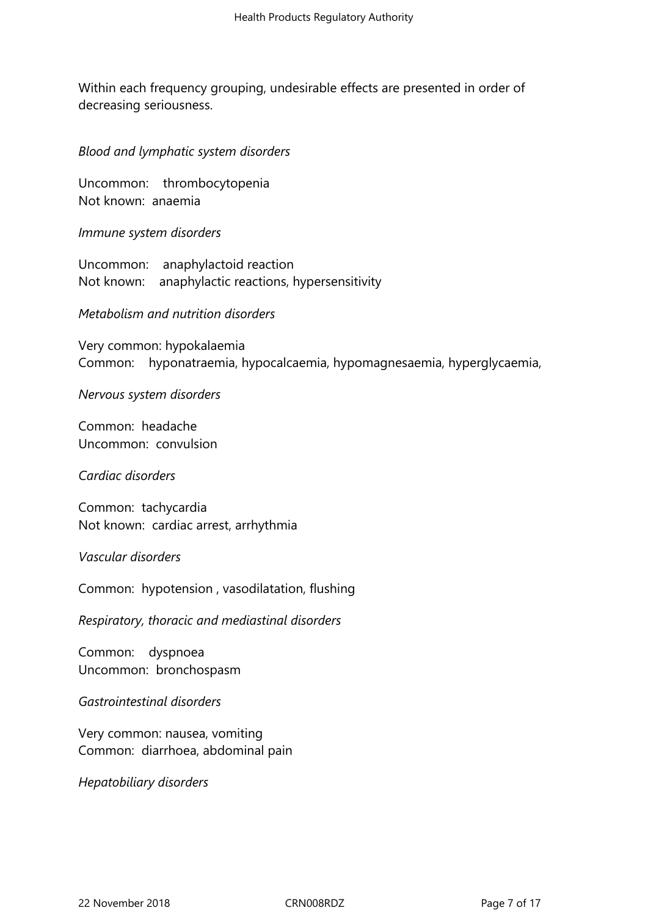Within each frequency grouping, undesirable effects are presented in order of decreasing seriousness.

*Blood and lymphatic system disorders*

Uncommon: thrombocytopenia
Not known: anaemia

*Immune system disorders*

Uncommon: anaphylactoid reaction
Not known: anaphylactic reactions, hypersensitivity

*Metabolism and nutrition disorders*

Very common: hypokalaemia
Common: hyponatraemia, hypocalcaemia, hypomagnesaemia, hyperglycaemia,

*Nervous system disorders*

Common: headache
Uncommon: convulsion

*Cardiac disorders*

Common: tachycardia
Not known: cardiac arrest, arrhythmia

*Vascular disorders*

Common: hypotension , vasodilatation, flushing

*Respiratory, thoracic and mediastinal disorders*

Common: dyspnoea
Uncommon: bronchospasm

*Gastrointestinal disorders*

Very common: nausea, vomiting
Common: diarrhoea, abdominal pain

*Hepatobiliary disorders*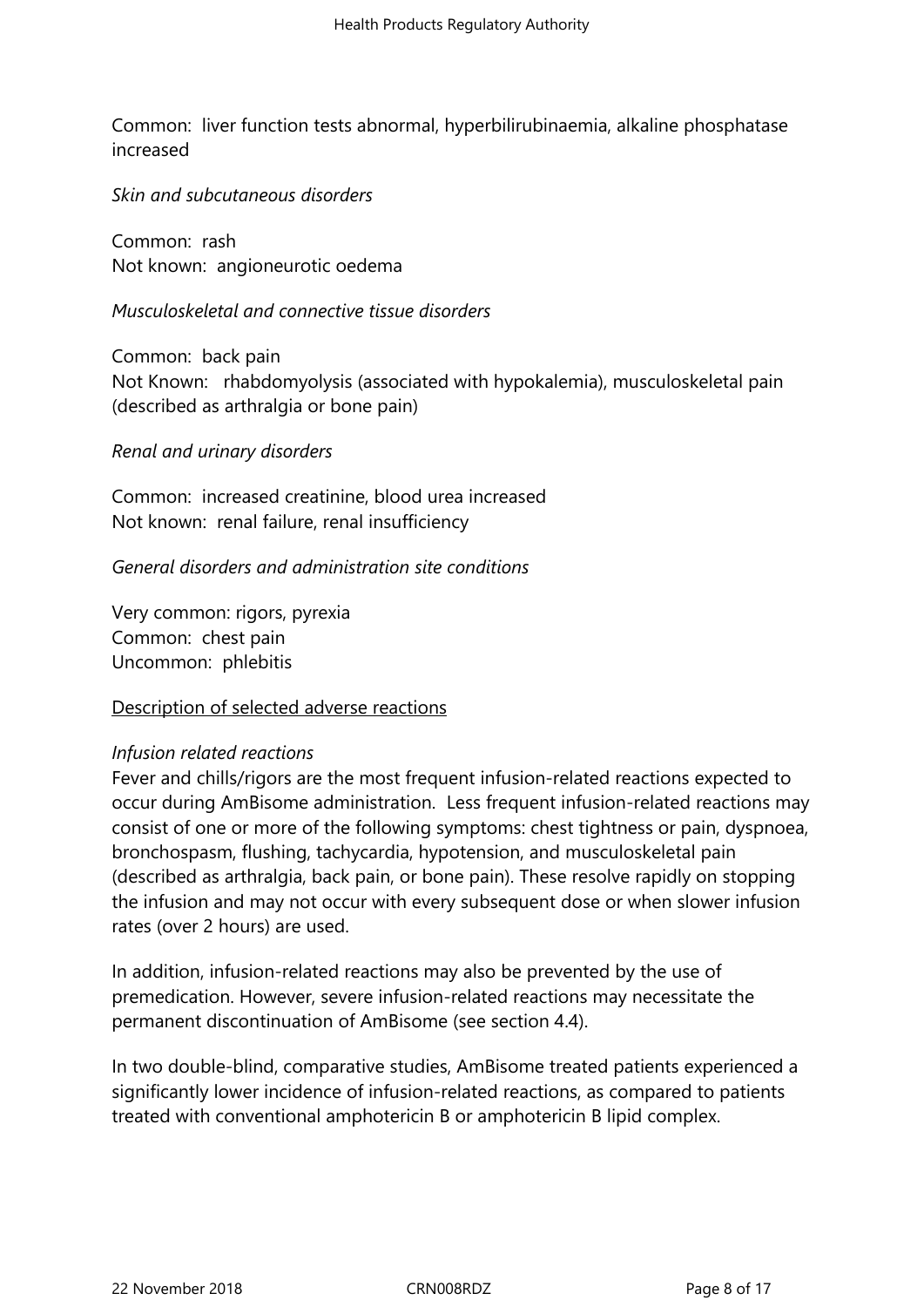Common: liver function tests abnormal, hyperbilirubinaemia, alkaline phosphatase increased

*Skin and subcutaneous disorders*

Common: rash
Not known: angioneurotic oedema

*Musculoskeletal and connective tissue disorders*

Common: back pain
Not Known: rhabdomyolysis (associated with hypokalemia), musculoskeletal pain (described as arthralgia or bone pain)

*Renal and urinary disorders*

Common: increased creatinine, blood urea increased
Not known: renal failure, renal insufficiency

*General disorders and administration site conditions*

Very common: rigors, pyrexia
Common: chest pain
Uncommon: phlebitis

<u>Description of selected adverse reactions</u>

*Infusion related reactions*
Fever and chills/rigors are the most frequent infusion-related reactions expected to occur during AmBisome administration. Less frequent infusion-related reactions may consist of one or more of the following symptoms: chest tightness or pain, dyspnoea, bronchospasm, flushing, tachycardia, hypotension, and musculoskeletal pain (described as arthralgia, back pain, or bone pain). These resolve rapidly on stopping the infusion and may not occur with every subsequent dose or when slower infusion rates (over 2 hours) are used.

In addition, infusion-related reactions may also be prevented by the use of premedication. However, severe infusion-related reactions may necessitate the permanent discontinuation of AmBisome (see section 4.4).

In two double-blind, comparative studies, AmBisome treated patients experienced a significantly lower incidence of infusion-related reactions, as compared to patients treated with conventional amphotericin B or amphotericin B lipid complex.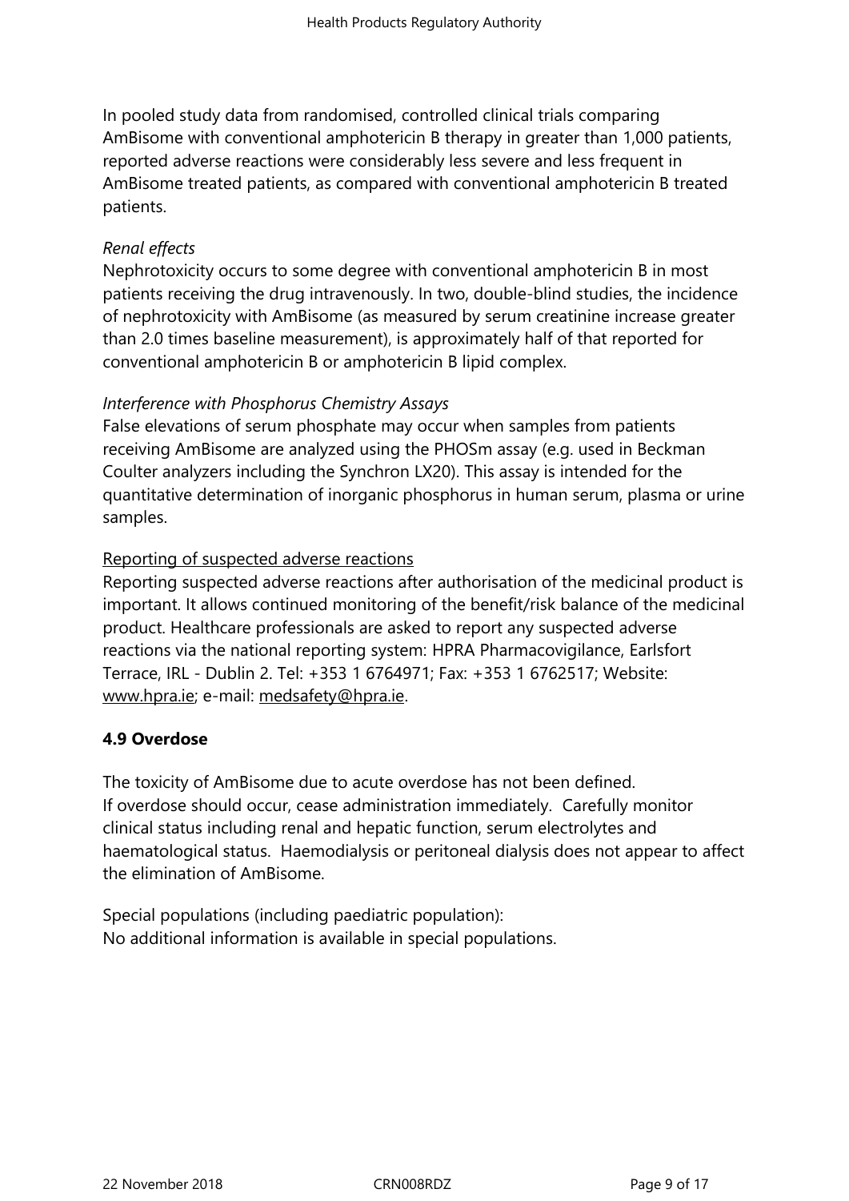In pooled study data from randomised, controlled clinical trials comparing AmBisome with conventional amphotericin B therapy in greater than 1,000 patients, reported adverse reactions were considerably less severe and less frequent in AmBisome treated patients, as compared with conventional amphotericin B treated patients.

*Renal effects*
Nephrotoxicity occurs to some degree with conventional amphotericin B in most patients receiving the drug intravenously. In two, double-blind studies, the incidence of nephrotoxicity with AmBisome (as measured by serum creatinine increase greater than 2.0 times baseline measurement), is approximately half of that reported for conventional amphotericin B or amphotericin B lipid complex.

*Interference with Phosphorus Chemistry Assays*
False elevations of serum phosphate may occur when samples from patients receiving AmBisome are analyzed using the PHOSm assay (e.g. used in Beckman Coulter analyzers including the Synchron LX20). This assay is intended for the quantitative determination of inorganic phosphorus in human serum, plasma or urine samples.

Reporting of suspected adverse reactions
Reporting suspected adverse reactions after authorisation of the medicinal product is important. It allows continued monitoring of the benefit/risk balance of the medicinal product. Healthcare professionals are asked to report any suspected adverse reactions via the national reporting system: HPRA Pharmacovigilance, Earlsfort Terrace, IRL - Dublin 2. Tel: +353 1 6764971; Fax: +353 1 6762517; Website: www.hpra.ie; e-mail: medsafety@hpra.ie.

**4.9 Overdose**

The toxicity of AmBisome due to acute overdose has not been defined.
If overdose should occur, cease administration immediately. Carefully monitor clinical status including renal and hepatic function, serum electrolytes and haematological status. Haemodialysis or peritoneal dialysis does not appear to affect the elimination of AmBisome.

Special populations (including paediatric population):
No additional information is available in special populations.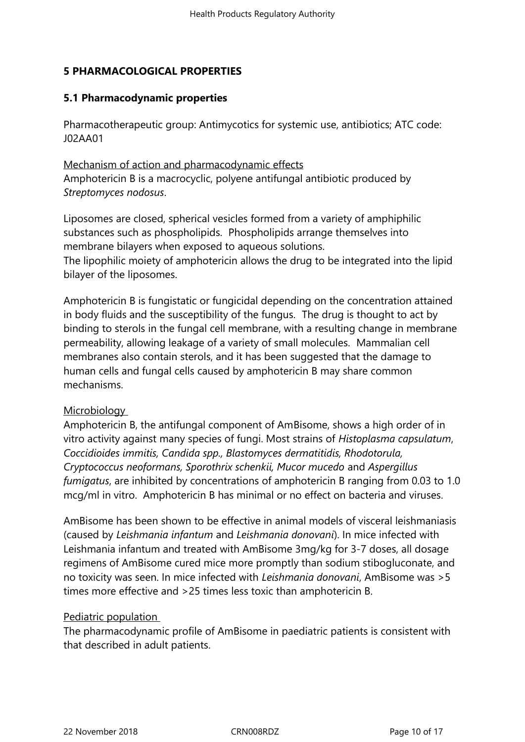# 5 PHARMACOLOGICAL PROPERTIES

## 5.1 Pharmacodynamic properties

Pharmacotherapeutic group: Antimycotics for systemic use, antibiotics; ATC code: J02AA01

Mechanism of action and pharmacodynamic effects

Amphotericin B is a macrocyclic, polyene antifungal antibiotic produced by *Streptomyces nodosus*.

Liposomes are closed, spherical vesicles formed from a variety of amphiphilic substances such as phospholipids. Phospholipids arrange themselves into membrane bilayers when exposed to aqueous solutions.
The lipophilic moiety of amphotericin allows the drug to be integrated into the lipid bilayer of the liposomes.

Amphotericin B is fungistatic or fungicidal depending on the concentration attained in body fluids and the susceptibility of the fungus. The drug is thought to act by binding to sterols in the fungal cell membrane, with a resulting change in membrane permeability, allowing leakage of a variety of small molecules. Mammalian cell membranes also contain sterols, and it has been suggested that the damage to human cells and fungal cells caused by amphotericin B may share common mechanisms.

Microbiology

Amphotericin B, the antifungal component of AmBisome, shows a high order of in vitro activity against many species of fungi. Most strains of *Histoplasma capsulatum*, *Coccidioides immitis, Candida spp., Blastomyces dermatitidis, Rhodotorula, Cryptococcus neoformans, Sporothrix schenkii, Mucor mucedo* and *Aspergillus fumigatus*, are inhibited by concentrations of amphotericin B ranging from 0.03 to 1.0 mcg/ml in vitro. Amphotericin B has minimal or no effect on bacteria and viruses.

AmBisome has been shown to be effective in animal models of visceral leishmaniasis (caused by *Leishmania infantum* and *Leishmania donovani*). In mice infected with Leishmania infantum and treated with AmBisome 3mg/kg for 3-7 doses, all dosage regimens of AmBisome cured mice more promptly than sodium stibogluconate, and no toxicity was seen. In mice infected with *Leishmania donovani*, AmBisome was >5 times more effective and >25 times less toxic than amphotericin B.

Pediatric population

The pharmacodynamic profile of AmBisome in paediatric patients is consistent with that described in adult patients.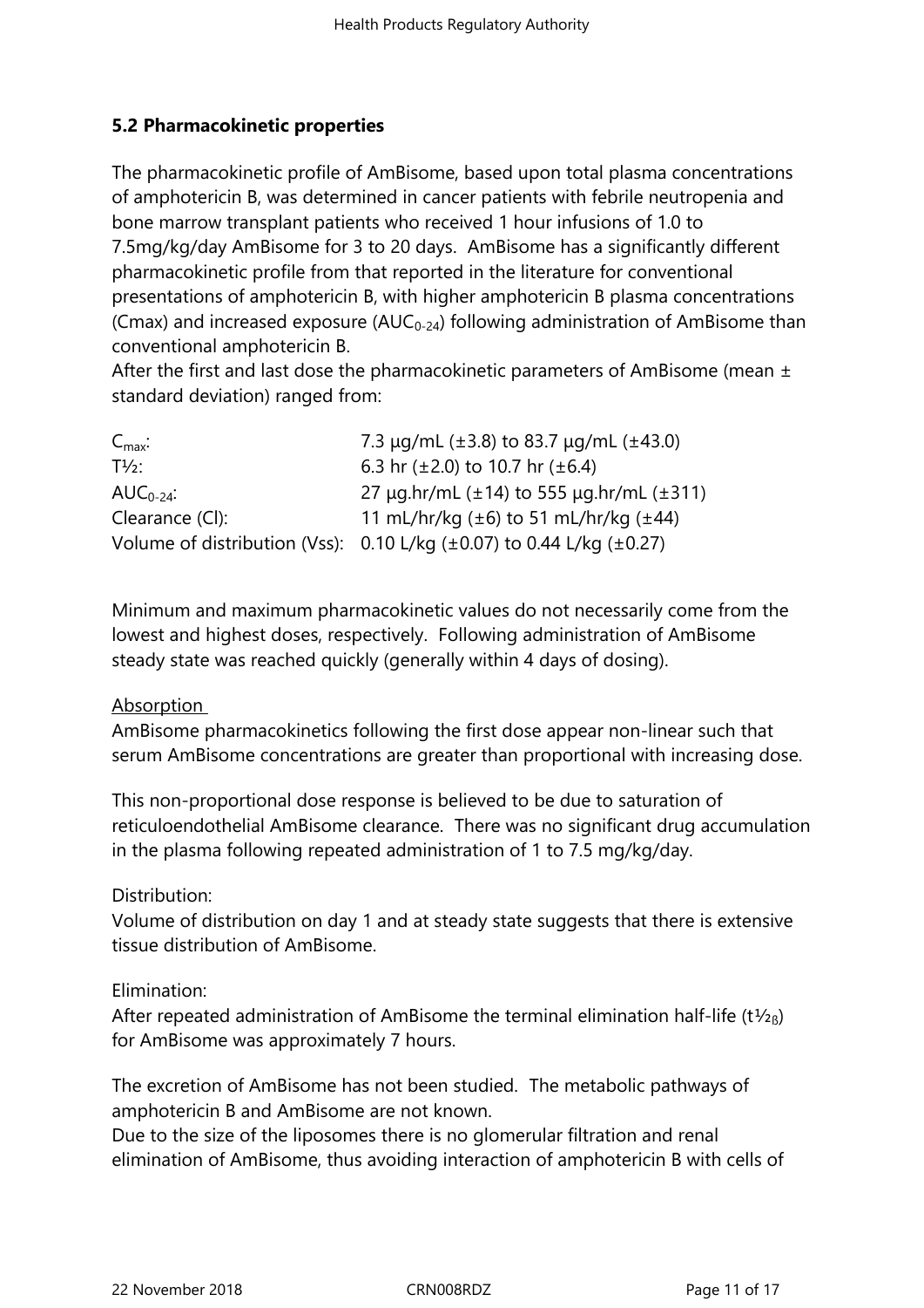## 5.2 Pharmacokinetic properties

The pharmacokinetic profile of AmBisome, based upon total plasma concentrations of amphotericin B, was determined in cancer patients with febrile neutropenia and bone marrow transplant patients who received 1 hour infusions of 1.0 to 7.5mg/kg/day AmBisome for 3 to 20 days. AmBisome has a significantly different pharmacokinetic profile from that reported in the literature for conventional presentations of amphotericin B, with higher amphotericin B plasma concentrations (Cmax) and increased exposure ($AUC_{0-24}$) following administration of AmBisome than conventional amphotericin B.
After the first and last dose the pharmacokinetic parameters of AmBisome (mean ± standard deviation) ranged from:

| | |
|---|---|
| $C_{max}$: | 7.3 µg/mL (±3.8) to 83.7 µg/mL (±43.0) |
| T½: | 6.3 hr (±2.0) to 10.7 hr (±6.4) |
| $AUC_{0-24}$: | 27 µg.hr/mL (±14) to 555 µg.hr/mL (±311) |
| Clearance (Cl): | 11 mL/hr/kg (±6) to 51 mL/hr/kg (±44) |
| Volume of distribution (Vss): | 0.10 L/kg (±0.07) to 0.44 L/kg (±0.27) |

Minimum and maximum pharmacokinetic values do not necessarily come from the lowest and highest doses, respectively. Following administration of AmBisome steady state was reached quickly (generally within 4 days of dosing).

Absorption

AmBisome pharmacokinetics following the first dose appear non-linear such that serum AmBisome concentrations are greater than proportional with increasing dose.

This non-proportional dose response is believed to be due to saturation of reticuloendothelial AmBisome clearance. There was no significant drug accumulation in the plasma following repeated administration of 1 to 7.5 mg/kg/day.

Distribution:

Volume of distribution on day 1 and at steady state suggests that there is extensive tissue distribution of AmBisome.

Elimination:

After repeated administration of AmBisome the terminal elimination half-life ($t½_{\beta}$) for AmBisome was approximately 7 hours.

The excretion of AmBisome has not been studied. The metabolic pathways of amphotericin B and AmBisome are not known.
Due to the size of the liposomes there is no glomerular filtration and renal elimination of AmBisome, thus avoiding interaction of amphotericin B with cells of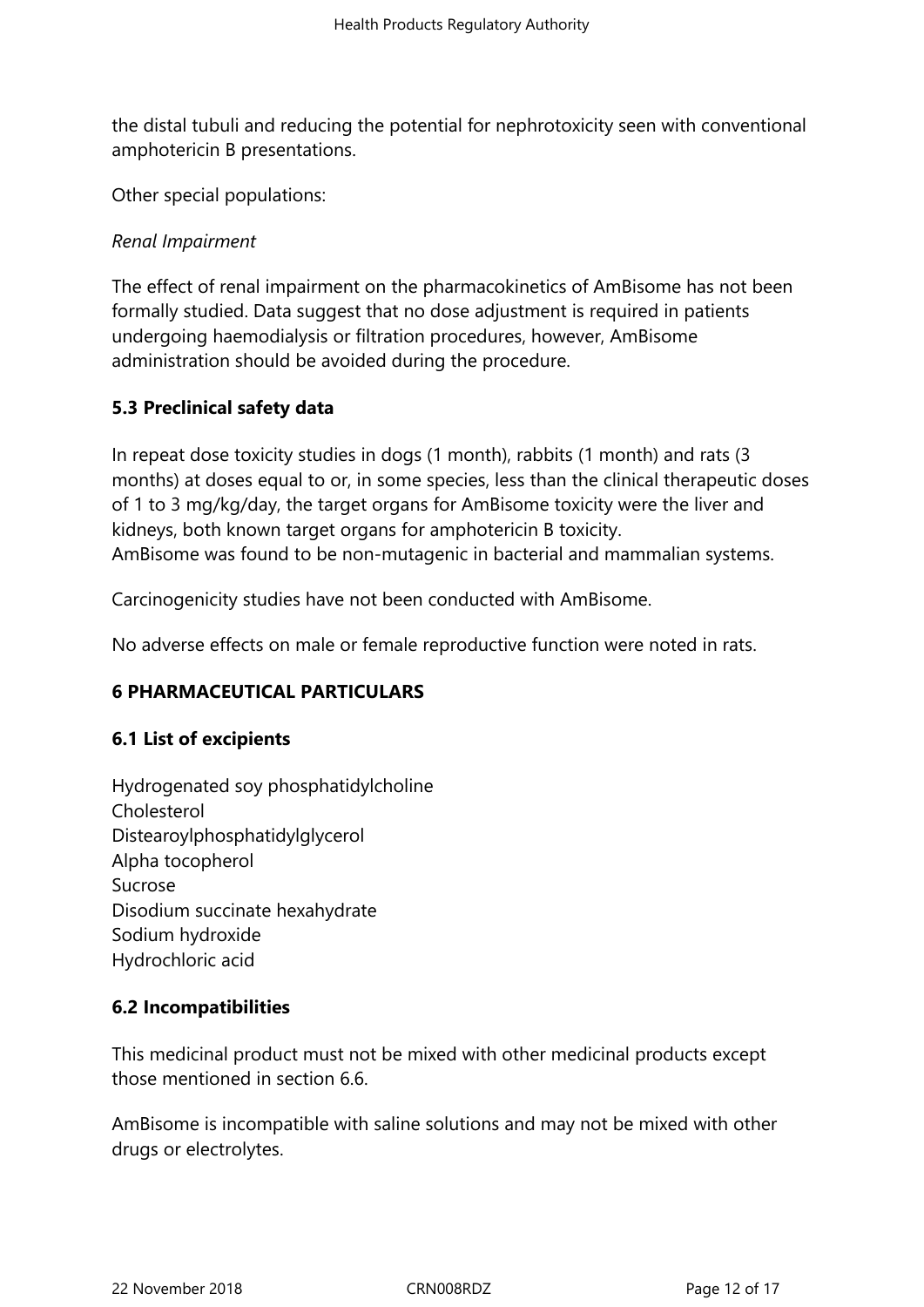the distal tubuli and reducing the potential for nephrotoxicity seen with conventional amphotericin B presentations.

Other special populations:

*Renal Impairment*

The effect of renal impairment on the pharmacokinetics of AmBisome has not been formally studied. Data suggest that no dose adjustment is required in patients undergoing haemodialysis or filtration procedures, however, AmBisome administration should be avoided during the procedure.

## 5.3 Preclinical safety data

In repeat dose toxicity studies in dogs (1 month), rabbits (1 month) and rats (3 months) at doses equal to or, in some species, less than the clinical therapeutic doses of 1 to 3 mg/kg/day, the target organs for AmBisome toxicity were the liver and kidneys, both known target organs for amphotericin B toxicity.
AmBisome was found to be non-mutagenic in bacterial and mammalian systems.

Carcinogenicity studies have not been conducted with AmBisome.

No adverse effects on male or female reproductive function were noted in rats.

# 6 PHARMACEUTICAL PARTICULARS

## 6.1 List of excipients

Hydrogenated soy phosphatidylcholine
Cholesterol
Distearoylphosphatidylglycerol
Alpha tocopherol
Sucrose
Disodium succinate hexahydrate
Sodium hydroxide
Hydrochloric acid

## 6.2 Incompatibilities

This medicinal product must not be mixed with other medicinal products except those mentioned in section 6.6.

AmBisome is incompatible with saline solutions and may not be mixed with other drugs or electrolytes.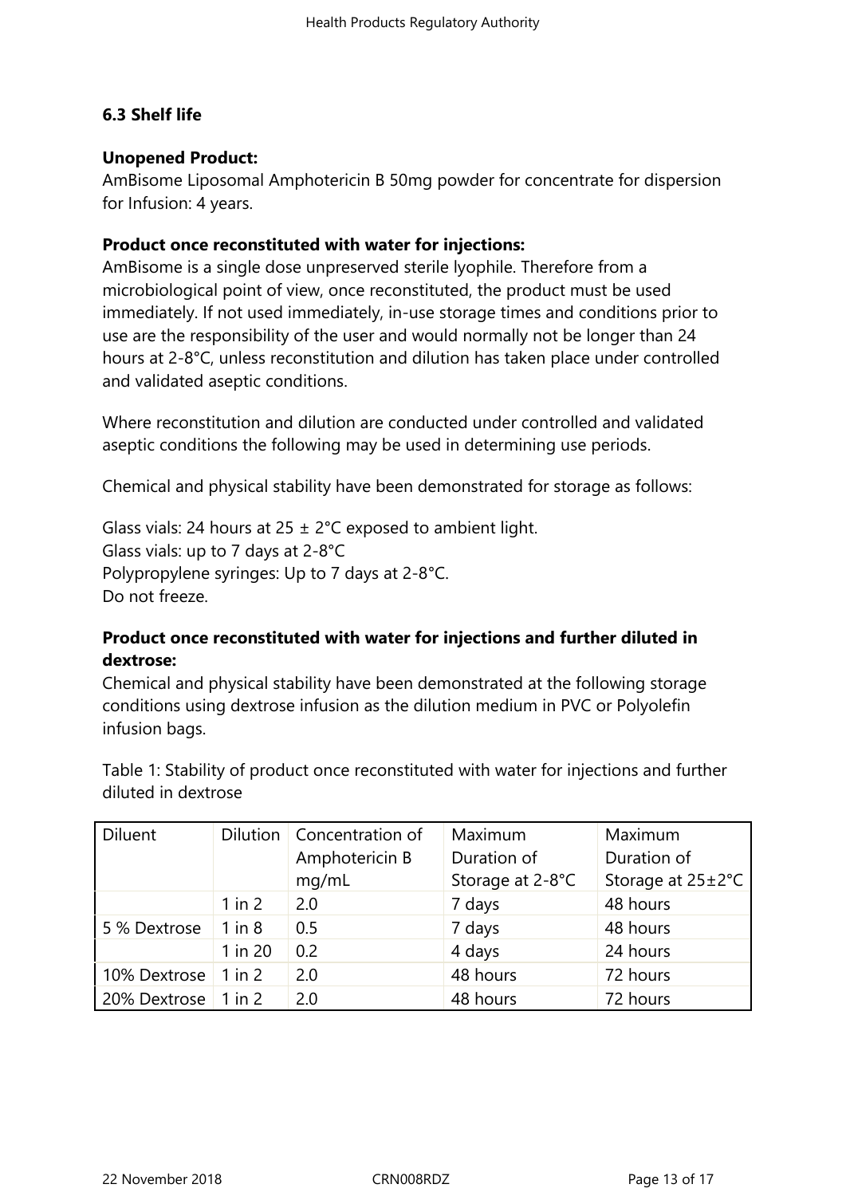## 6.3 Shelf life

**Unopened Product:**
AmBisome Liposomal Amphotericin B 50mg powder for concentrate for dispersion for Infusion: 4 years.

**Product once reconstituted with water for injections:**
AmBisome is a single dose unpreserved sterile lyophile. Therefore from a microbiological point of view, once reconstituted, the product must be used immediately. If not used immediately, in-use storage times and conditions prior to use are the responsibility of the user and would normally not be longer than 24 hours at 2-8°C, unless reconstitution and dilution has taken place under controlled and validated aseptic conditions.

Where reconstitution and dilution are conducted under controlled and validated aseptic conditions the following may be used in determining use periods.

Chemical and physical stability have been demonstrated for storage as follows:

Glass vials: 24 hours at 25 ± 2°C exposed to ambient light.
Glass vials: up to 7 days at 2-8°C
Polypropylene syringes: Up to 7 days at 2-8°C.
Do not freeze.

**Product once reconstituted with water for injections and further diluted in dextrose:**
Chemical and physical stability have been demonstrated at the following storage conditions using dextrose infusion as the dilution medium in PVC or Polyolefin infusion bags.

Table 1: Stability of product once reconstituted with water for injections and further diluted in dextrose

| Diluent | Dilution | Concentration of Amphotericin B mg/mL | Maximum Duration of Storage at 2-8°C | Maximum Duration of Storage at 25±2°C |
|---|---|---|---|---|
| | 1 in 2 | 2.0 | 7 days | 48 hours |
| 5 % Dextrose | 1 in 8 | 0.5 | 7 days | 48 hours |
| | 1 in 20 | 0.2 | 4 days | 24 hours |
| 10% Dextrose | 1 in 2 | 2.0 | 48 hours | 72 hours |
| 20% Dextrose | 1 in 2 | 2.0 | 48 hours | 72 hours |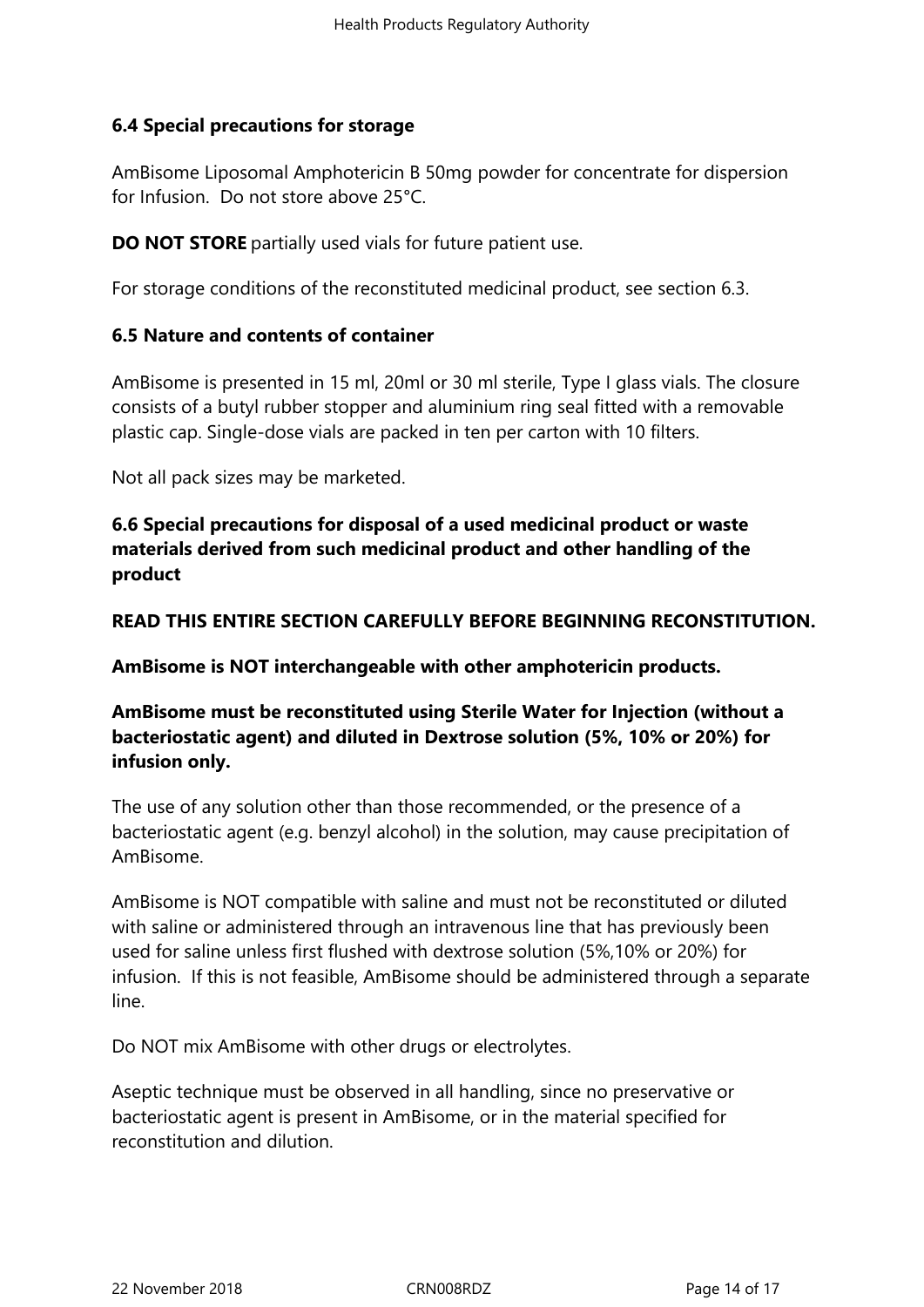### 6.4 Special precautions for storage

AmBisome Liposomal Amphotericin B 50mg powder for concentrate for dispersion for Infusion. Do not store above 25°C.

**DO NOT STORE** partially used vials for future patient use.

For storage conditions of the reconstituted medicinal product, see section 6.3.

### 6.5 Nature and contents of container

AmBisome is presented in 15 ml, 20ml or 30 ml sterile, Type I glass vials. The closure consists of a butyl rubber stopper and aluminium ring seal fitted with a removable plastic cap. Single-dose vials are packed in ten per carton with 10 filters.

Not all pack sizes may be marketed.

### 6.6 Special precautions for disposal of a used medicinal product or waste materials derived from such medicinal product and other handling of the product

**READ THIS ENTIRE SECTION CAREFULLY BEFORE BEGINNING RECONSTITUTION.**

**AmBisome is NOT interchangeable with other amphotericin products.**

**AmBisome must be reconstituted using Sterile Water for Injection (without a bacteriostatic agent) and diluted in Dextrose solution (5%, 10% or 20%) for infusion only.**

The use of any solution other than those recommended, or the presence of a bacteriostatic agent (e.g. benzyl alcohol) in the solution, may cause precipitation of AmBisome.

AmBisome is NOT compatible with saline and must not be reconstituted or diluted with saline or administered through an intravenous line that has previously been used for saline unless first flushed with dextrose solution (5%,10% or 20%) for infusion. If this is not feasible, AmBisome should be administered through a separate line.

Do NOT mix AmBisome with other drugs or electrolytes.

Aseptic technique must be observed in all handling, since no preservative or bacteriostatic agent is present in AmBisome, or in the material specified for reconstitution and dilution.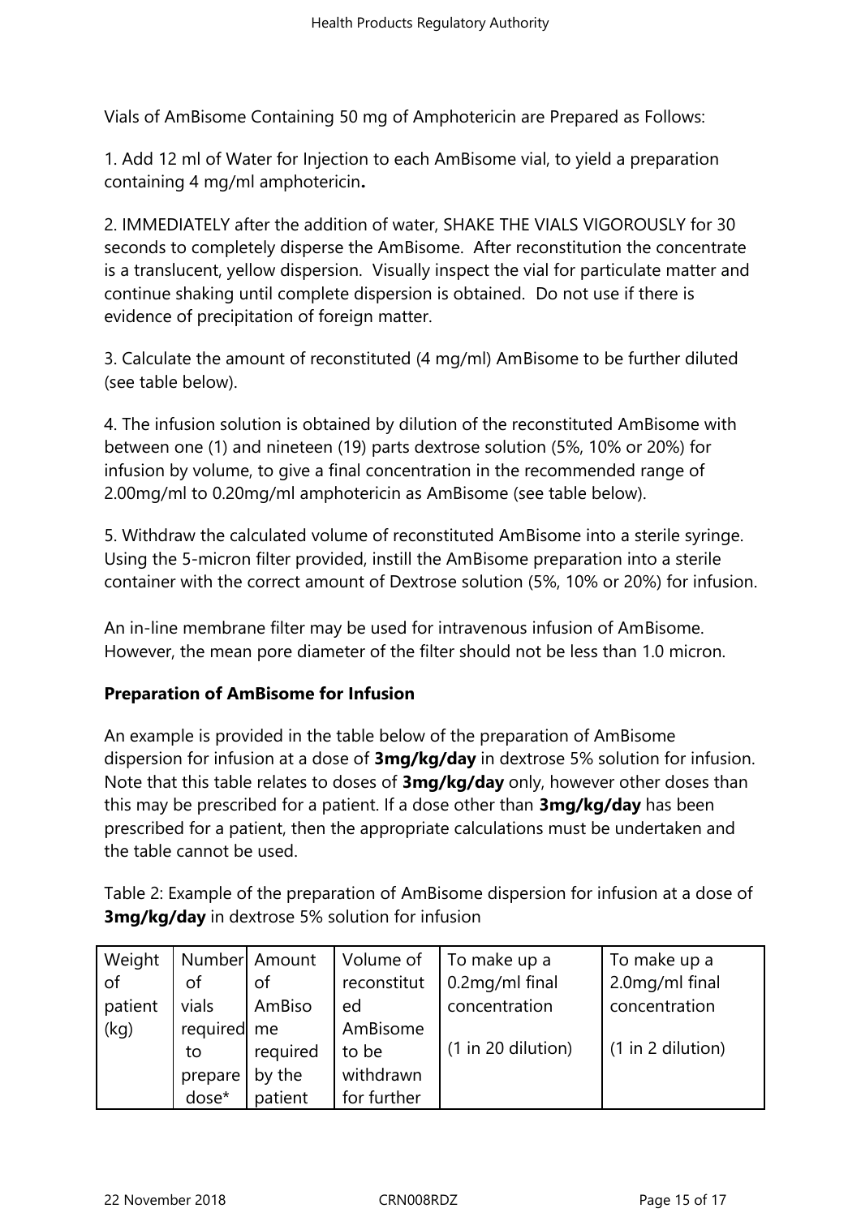Vials of AmBisome Containing 50 mg of Amphotericin are Prepared as Follows:

1. Add 12 ml of Water for Injection to each AmBisome vial, to yield a preparation containing 4 mg/ml amphotericin**.**

2. IMMEDIATELY after the addition of water, SHAKE THE VIALS VIGOROUSLY for 30 seconds to completely disperse the AmBisome. After reconstitution the concentrate is a translucent, yellow dispersion. Visually inspect the vial for particulate matter and continue shaking until complete dispersion is obtained. Do not use if there is evidence of precipitation of foreign matter.

3. Calculate the amount of reconstituted (4 mg/ml) AmBisome to be further diluted (see table below).

4. The infusion solution is obtained by dilution of the reconstituted AmBisome with between one (1) and nineteen (19) parts dextrose solution (5%, 10% or 20%) for infusion by volume, to give a final concentration in the recommended range of 2.00mg/ml to 0.20mg/ml amphotericin as AmBisome (see table below).

5. Withdraw the calculated volume of reconstituted AmBisome into a sterile syringe. Using the 5-micron filter provided, instill the AmBisome preparation into a sterile container with the correct amount of Dextrose solution (5%, 10% or 20%) for infusion.

An in-line membrane filter may be used for intravenous infusion of AmBisome. However, the mean pore diameter of the filter should not be less than 1.0 micron.

**Preparation of AmBisome for Infusion**

An example is provided in the table below of the preparation of AmBisome dispersion for infusion at a dose of **3mg/kg/day** in dextrose 5% solution for infusion. Note that this table relates to doses of **3mg/kg/day** only, however other doses than this may be prescribed for a patient. If a dose other than **3mg/kg/day** has been prescribed for a patient, then the appropriate calculations must be undertaken and the table cannot be used.

Table 2: Example of the preparation of AmBisome dispersion for infusion at a dose of **3mg/kg/day** in dextrose 5% solution for infusion

| Weight of patient (kg) | Number of vials required to prepare dose* | Amount of AmBisome required by the patient | Volume of reconstituted AmBisome to be withdrawn for further | To make up a 0.2mg/ml final concentration (1 in 20 dilution) | To make up a 2.0mg/ml final concentration (1 in 2 dilution) |
|---|---|---|---|---|---|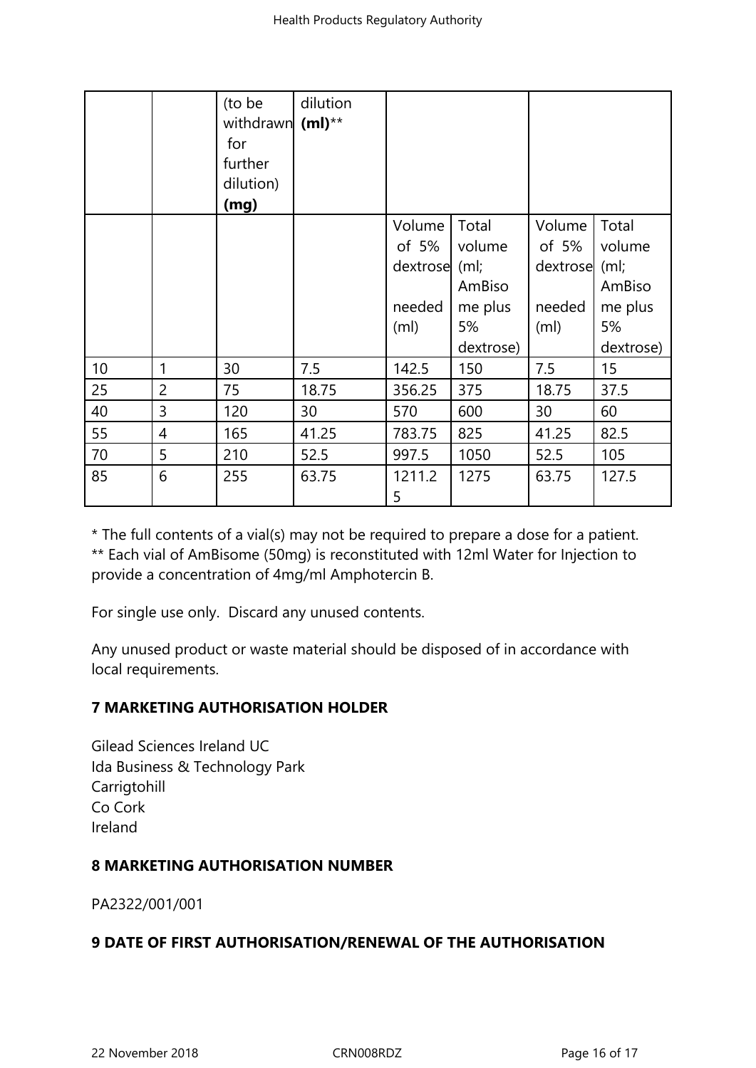| | | (to be withdrawn for further dilution) **(mg)** | dilution **(ml)**** | | | | |
|---|---|---|---|---|---|---|---|
| | | | | Volume of 5% dextrose needed (ml) | Total volume (ml; AmBisome plus 5% dextrose) | Volume of 5% dextrose needed (ml) | Total volume (ml; AmBisome plus 5% dextrose) |
| 10 | 1 | 30 | 7.5 | 142.5 | 150 | 7.5 | 15 |
| 25 | 2 | 75 | 18.75 | 356.25 | 375 | 18.75 | 37.5 |
| 40 | 3 | 120 | 30 | 570 | 600 | 30 | 60 |
| 55 | 4 | 165 | 41.25 | 783.75 | 825 | 41.25 | 82.5 |
| 70 | 5 | 210 | 52.5 | 997.5 | 1050 | 52.5 | 105 |
| 85 | 6 | 255 | 63.75 | 1211.25 | 1275 | 63.75 | 127.5 |

* The full contents of a vial(s) may not be required to prepare a dose for a patient.
** Each vial of AmBisome (50mg) is reconstituted with 12ml Water for Injection to provide a concentration of 4mg/ml Amphotercin B.

For single use only. Discard any unused contents.

Any unused product or waste material should be disposed of in accordance with local requirements.

## 7 MARKETING AUTHORISATION HOLDER

Gilead Sciences Ireland UC
Ida Business & Technology Park
Carrigtohill
Co Cork
Ireland

## 8 MARKETING AUTHORISATION NUMBER

PA2322/001/001

## 9 DATE OF FIRST AUTHORISATION/RENEWAL OF THE AUTHORISATION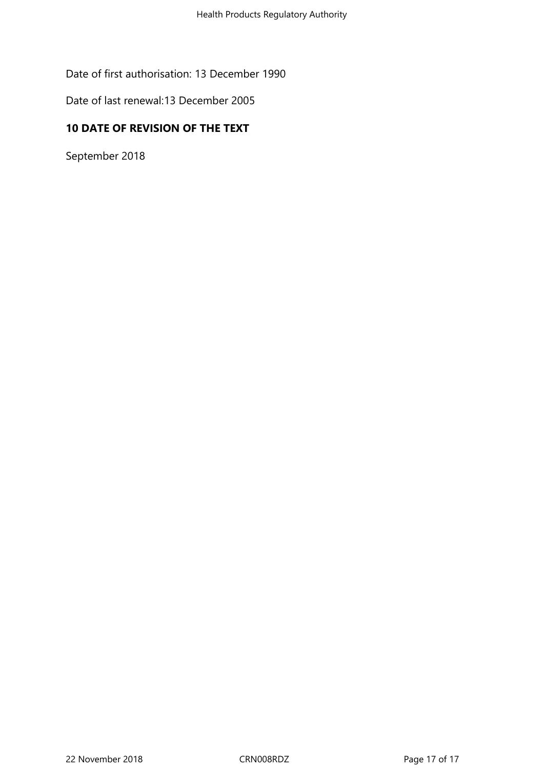Date of first authorisation: 13 December 1990

Date of last renewal:13 December 2005

## 10 DATE OF REVISION OF THE TEXT

September 2018